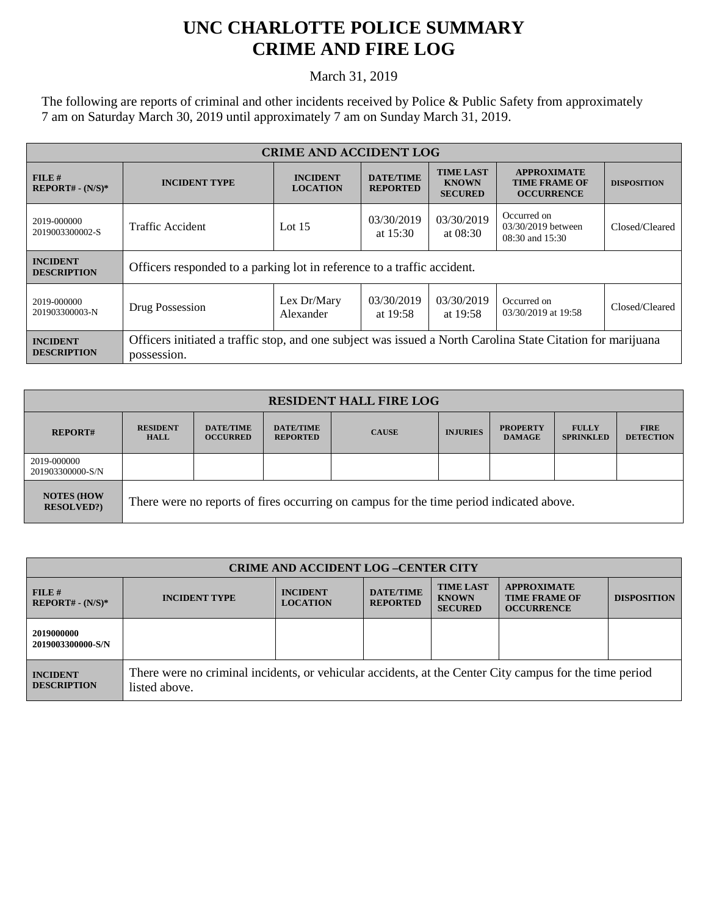# UNC CHARLOTTE POLICE SUMMARY
# CRIME AND FIRE LOG

March 31, 2019

The following are reports of criminal and other incidents received by Police & Public Safety from approximately 7 am on Saturday March 30, 2019 until approximately 7 am on Sunday March 31, 2019.

| CRIME AND ACCIDENT LOG | | | | | | |
|---|---|---|---|---|---|---|
| **FILE # REPORT# - (N/S)*** | **INCIDENT TYPE** | **INCIDENT LOCATION** | **DATE/TIME REPORTED** | **TIME LAST KNOWN SECURED** | **APPROXIMATE TIME FRAME OF OCCURRENCE** | **DISPOSITION** |
| 2019-000000 2019003300002-S | Traffic Accident | Lot 15 | 03/30/2019 at 15:30 | 03/30/2019 at 08:30 | Occurred on 03/30/2019 between 08:30 and 15:30 | Closed/Cleared |
| **INCIDENT DESCRIPTION** | Officers responded to a parking lot in reference to a traffic accident. | | | | | |
| 2019-000000 201903300003-N | Drug Possession | Lex Dr/Mary Alexander | 03/30/2019 at 19:58 | 03/30/2019 at 19:58 | Occurred on 03/30/2019 at 19:58 | Closed/Cleared |
| **INCIDENT DESCRIPTION** | Officers initiated a traffic stop, and one subject was issued a North Carolina State Citation for marijuana possession. | | | | | |

| RESIDENT HALL FIRE LOG | | | | | | | | |
|---|---|---|---|---|---|---|---|---|
| **REPORT#** | **RESIDENT HALL** | **DATE/TIME OCCURRED** | **DATE/TIME REPORTED** | **CAUSE** | **INJURIES** | **PROPERTY DAMAGE** | **FULLY SPRINKLED** | **FIRE DETECTION** |
| 2019-000000 201903300000-S/N | | | | | | | | |
| **NOTES (HOW RESOLVED?)** | There were no reports of fires occurring on campus for the time period indicated above. | | | | | | | |

| CRIME AND ACCIDENT LOG –CENTER CITY | | | | | | |
|---|---|---|---|---|---|---|
| **FILE # REPORT# - (N/S)*** | **INCIDENT TYPE** | **INCIDENT LOCATION** | **DATE/TIME REPORTED** | **TIME LAST KNOWN SECURED** | **APPROXIMATE TIME FRAME OF OCCURRENCE** | **DISPOSITION** |
| **2019000000 2019003300000-S/N** | | | | | | |
| **INCIDENT DESCRIPTION** | There were no criminal incidents, or vehicular accidents, at the Center City campus for the time period listed above. | | | | | |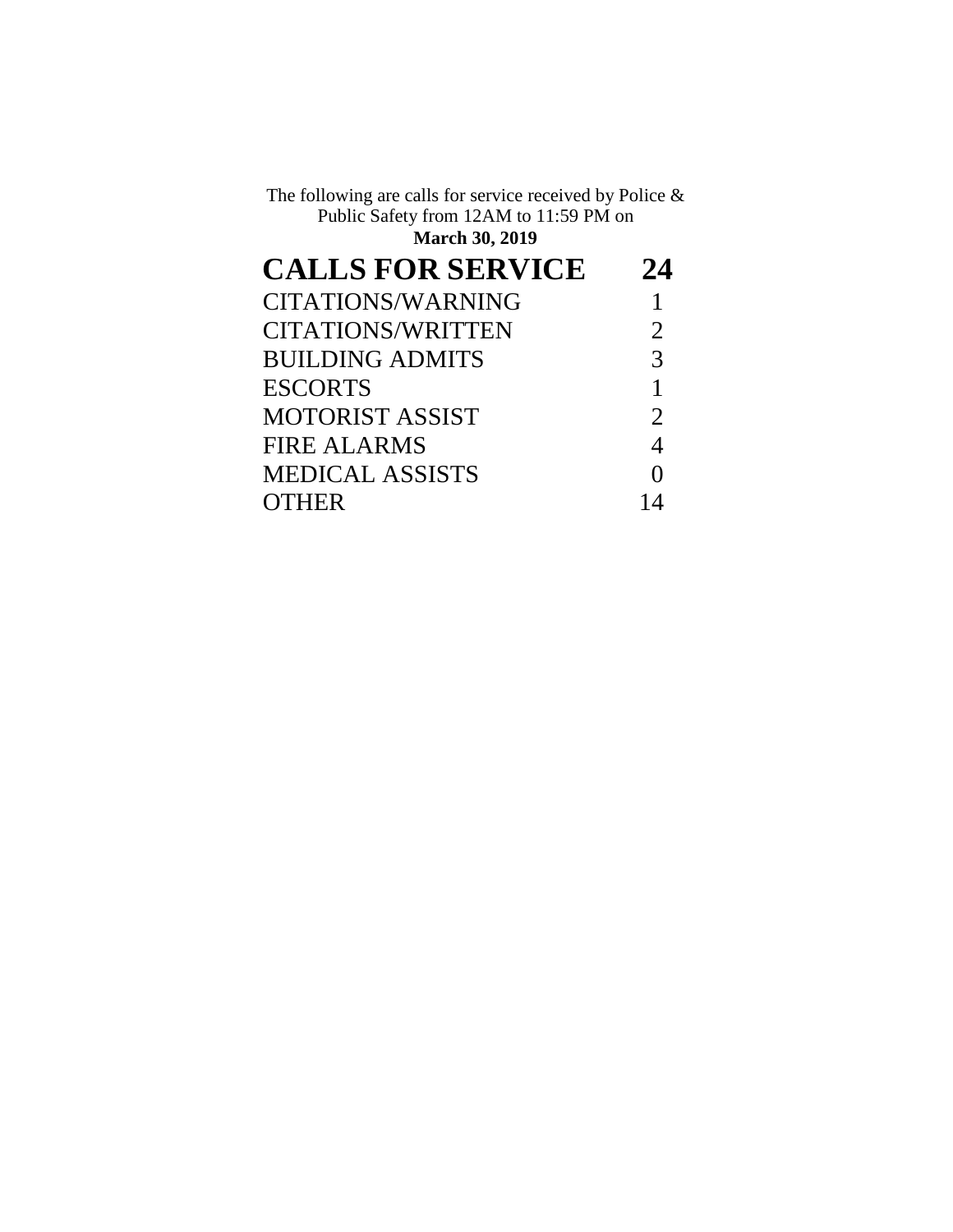The following are calls for service received by Police & Public Safety from 12AM to 11:59 PM on

**March 30, 2019**

| | |
|---|---|
| **CALLS FOR SERVICE** | **24** |
| CITATIONS/WARNING | 1 |
| CITATIONS/WRITTEN | 2 |
| BUILDING ADMITS | 3 |
| ESCORTS | 1 |
| MOTORIST ASSIST | 2 |
| FIRE ALARMS | 4 |
| MEDICAL ASSISTS | 0 |
| OTHER | 14 |